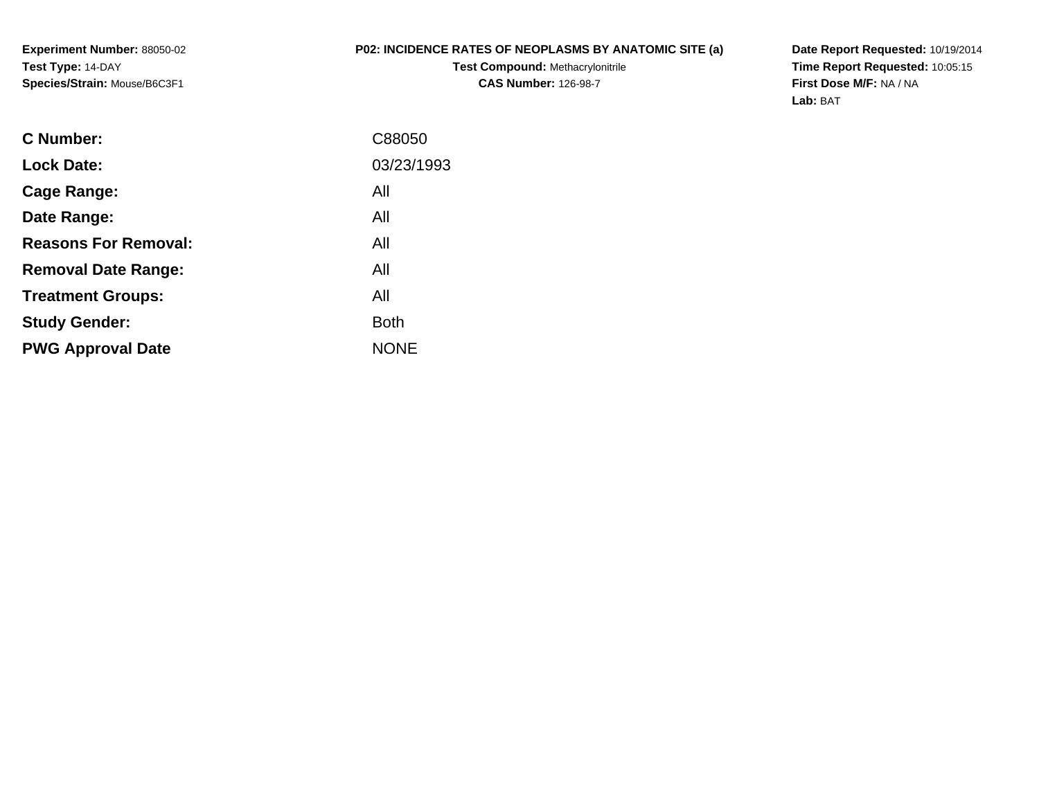**Experiment Number:** 88050-02
**Test Type:** 14-DAY
**Species/Strain:** Mouse/B6C3F1

**P02: INCIDENCE RATES OF NEOPLASMS BY ANATOMIC SITE (a)**
**Test Compound:** Methacrylonitrile
**CAS Number:** 126-98-7

**Date Report Requested:** 10/19/2014
**Time Report Requested:** 10:05:15
**First Dose M/F:** NA / NA
**Lab:** BAT

| | |
|---|---|
| **C Number:** | C88050 |
| **Lock Date:** | 03/23/1993 |
| **Cage Range:** | All |
| **Date Range:** | All |
| **Reasons For Removal:** | All |
| **Removal Date Range:** | All |
| **Treatment Groups:** | All |
| **Study Gender:** | Both |
| **PWG Approval Date** | NONE |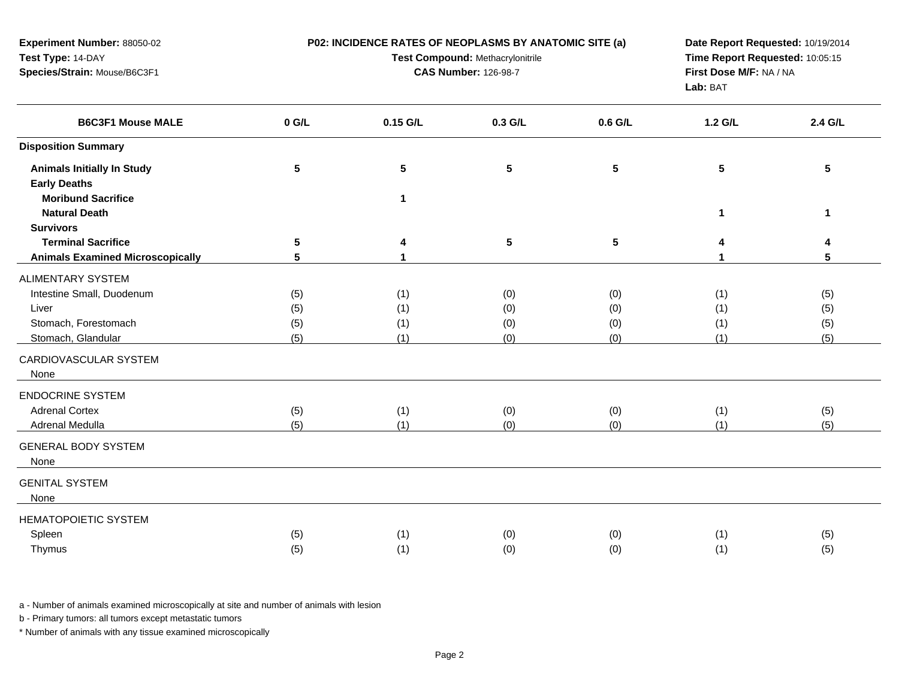**Experiment Number:** 88050-02
**Test Type:** 14-DAY
**Species/Strain:** Mouse/B6C3F1

**P02: INCIDENCE RATES OF NEOPLASMS BY ANATOMIC SITE (a)**
**Test Compound:** Methacrylonitrile
**CAS Number:** 126-98-7

**Date Report Requested:** 10/19/2014
**Time Report Requested:** 10:05:15
**First Dose M/F:** NA / NA
**Lab:** BAT

| B6C3F1 Mouse MALE | 0 G/L | 0.15 G/L | 0.3 G/L | 0.6 G/L | 1.2 G/L | 2.4 G/L |
|---|---|---|---|---|---|---|
| **Disposition Summary** | | | | | | |
| **Animals Initially In Study** | **5** | **5** | **5** | **5** | **5** | **5** |
| **Early Deaths** | | | | | | |
| **Moribund Sacrifice** | | **1** | | | | |
| **Natural Death** | | | | | **1** | **1** |
| **Survivors** | | | | | | |
| **Terminal Sacrifice** | **5** | **4** | **5** | **5** | **4** | **4** |
| **Animals Examined Microscopically** | **5** | **1** | | | **1** | **5** |
| ALIMENTARY SYSTEM | | | | | | |
| Intestine Small, Duodenum | (5) | (1) | (0) | (0) | (1) | (5) |
| Liver | (5) | (1) | (0) | (0) | (1) | (5) |
| Stomach, Forestomach | (5) | (1) | (0) | (0) | (1) | (5) |
| Stomach, Glandular | (5) | (1) | (0) | (0) | (1) | (5) |
| CARDIOVASCULAR SYSTEM | | | | | | |
| None | | | | | | |
| ENDOCRINE SYSTEM | | | | | | |
| Adrenal Cortex | (5) | (1) | (0) | (0) | (1) | (5) |
| Adrenal Medulla | (5) | (1) | (0) | (0) | (1) | (5) |
| GENERAL BODY SYSTEM | | | | | | |
| None | | | | | | |
| GENITAL SYSTEM | | | | | | |
| None | | | | | | |
| HEMATOPOIETIC SYSTEM | | | | | | |
| Spleen | (5) | (1) | (0) | (0) | (1) | (5) |
| Thymus | (5) | (1) | (0) | (0) | (1) | (5) |

a - Number of animals examined microscopically at site and number of animals with lesion

b - Primary tumors: all tumors except metastatic tumors

* Number of animals with any tissue examined microscopically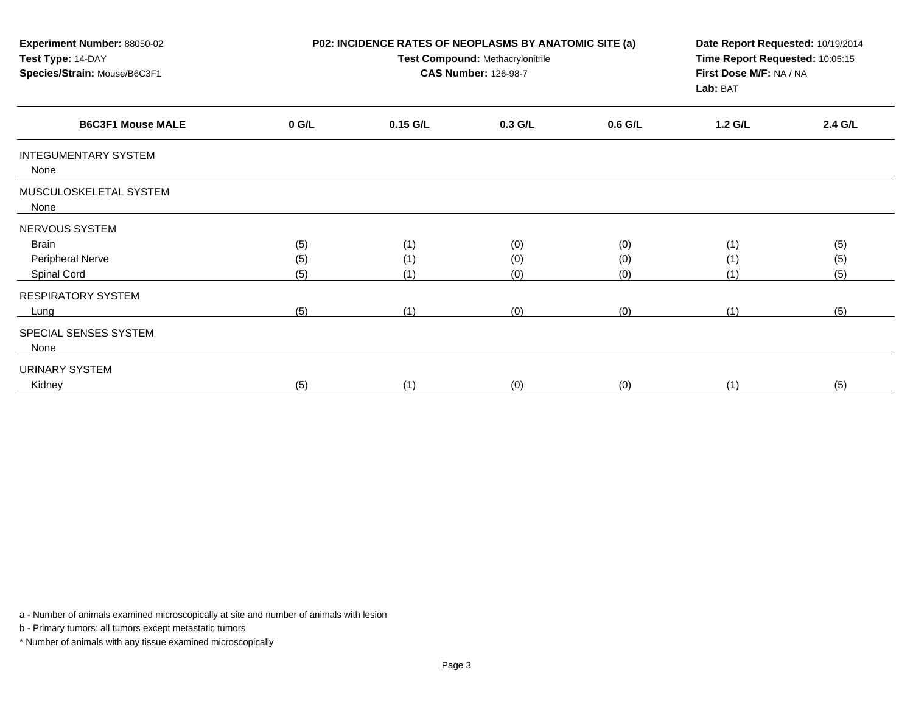**Experiment Number:** 88050-02
**Test Type:** 14-DAY
**Species/Strain:** Mouse/B6C3F1

**P02: INCIDENCE RATES OF NEOPLASMS BY ANATOMIC SITE (a)**
**Test Compound:** Methacrylonitrile
**CAS Number:** 126-98-7

**Date Report Requested:** 10/19/2014
**Time Report Requested:** 10:05:15
**First Dose M/F:** NA / NA
**Lab:** BAT

| B6C3F1 Mouse MALE | 0 G/L | 0.15 G/L | 0.3 G/L | 0.6 G/L | 1.2 G/L | 2.4 G/L |
|---|---|---|---|---|---|---|
| INTEGUMENTARY SYSTEM | | | | | | |
| None | | | | | | |
| MUSCULOSKELETAL SYSTEM | | | | | | |
| None | | | | | | |
| NERVOUS SYSTEM | | | | | | |
| Brain | (5) | (1) | (0) | (0) | (1) | (5) |
| Peripheral Nerve | (5) | (1) | (0) | (0) | (1) | (5) |
| Spinal Cord | (5) | (1) | (0) | (0) | (1) | (5) |
| RESPIRATORY SYSTEM | | | | | | |
| Lung | (5) | (1) | (0) | (0) | (1) | (5) |
| SPECIAL SENSES SYSTEM | | | | | | |
| None | | | | | | |
| URINARY SYSTEM | | | | | | |
| Kidney | (5) | (1) | (0) | (0) | (1) | (5) |

a - Number of animals examined microscopically at site and number of animals with lesion

b - Primary tumors: all tumors except metastatic tumors

* Number of animals with any tissue examined microscopically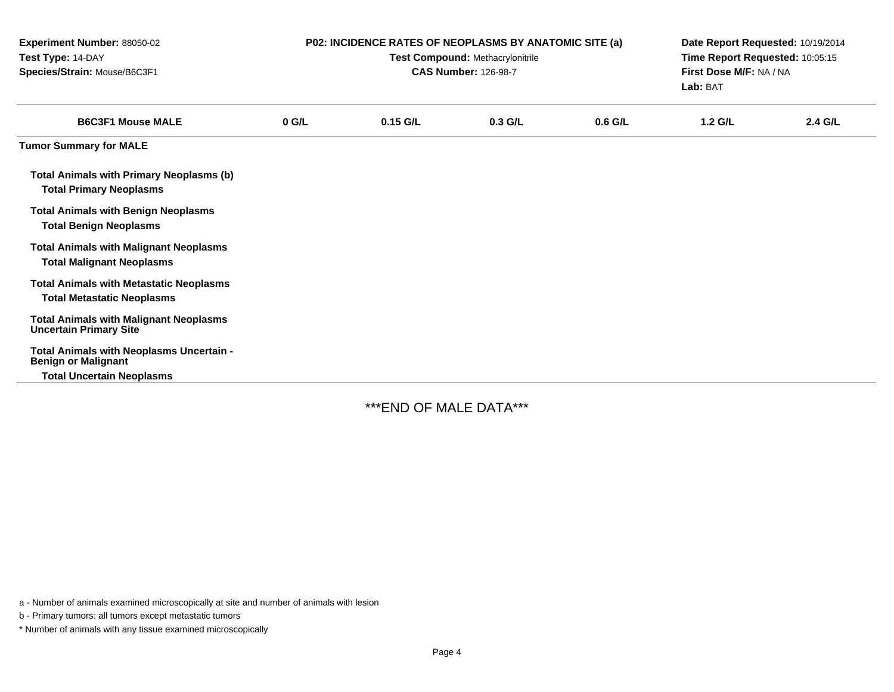**Experiment Number:** 88050-02
**Test Type:** 14-DAY
**Species/Strain:** Mouse/B6C3F1

**P02: INCIDENCE RATES OF NEOPLASMS BY ANATOMIC SITE (a)**
**Test Compound:** Methacrylonitrile
**CAS Number:** 126-98-7

**Date Report Requested:** 10/19/2014
**Time Report Requested:** 10:05:15
**First Dose M/F:** NA / NA
**Lab:** BAT

| B6C3F1 Mouse MALE | 0 G/L | 0.15 G/L | 0.3 G/L | 0.6 G/L | 1.2 G/L | 2.4 G/L |
|---|---|---|---|---|---|---|
| **Tumor Summary for MALE** | | | | | | |
| **Total Animals with Primary Neoplasms (b)** | | | | | | |
| **Total Primary Neoplasms** | | | | | | |
| **Total Animals with Benign Neoplasms** | | | | | | |
| **Total Benign Neoplasms** | | | | | | |
| **Total Animals with Malignant Neoplasms** | | | | | | |
| **Total Malignant Neoplasms** | | | | | | |
| **Total Animals with Metastatic Neoplasms** | | | | | | |
| **Total Metastatic Neoplasms** | | | | | | |
| **Total Animals with Malignant Neoplasms Uncertain Primary Site** | | | | | | |
| **Total Animals with Neoplasms Uncertain - Benign or Malignant** | | | | | | |
| **Total Uncertain Neoplasms** | | | | | | |

***END OF MALE DATA***

a - Number of animals examined microscopically at site and number of animals with lesion

b - Primary tumors: all tumors except metastatic tumors

* Number of animals with any tissue examined microscopically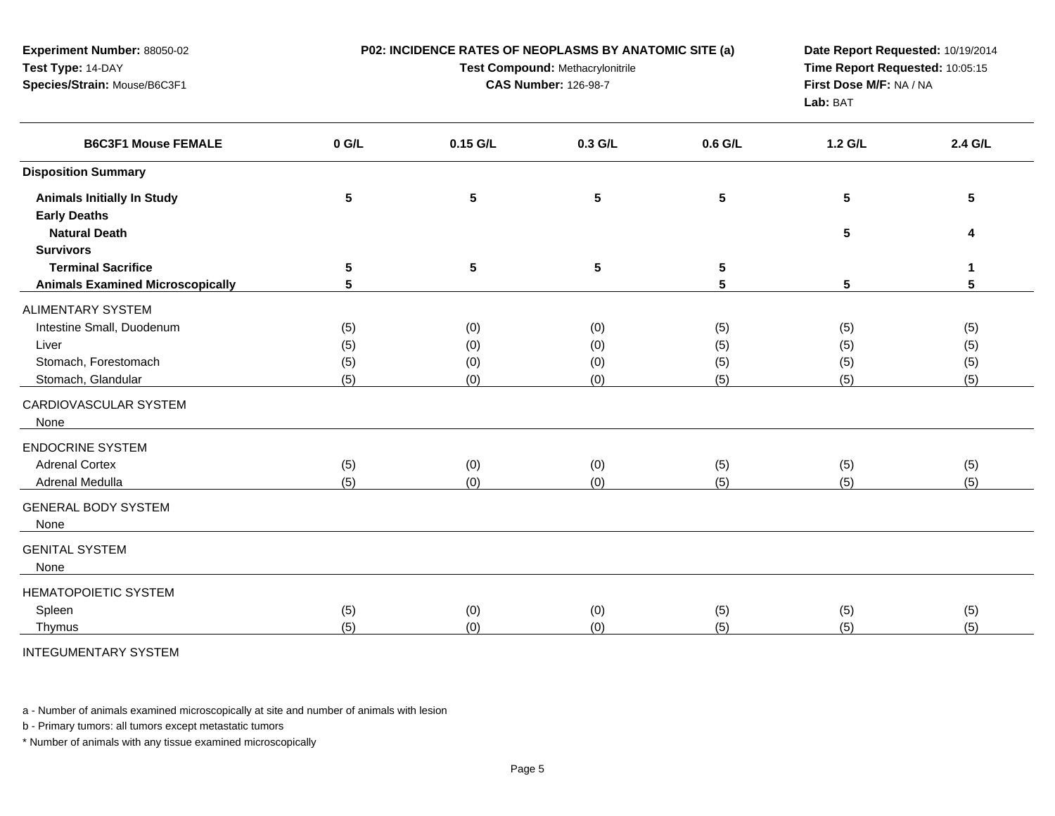**Experiment Number:** 88050-02
**Test Type:** 14-DAY
**Species/Strain:** Mouse/B6C3F1

**P02: INCIDENCE RATES OF NEOPLASMS BY ANATOMIC SITE (a)**
**Test Compound:** Methacrylonitrile
**CAS Number:** 126-98-7

**Date Report Requested:** 10/19/2014
**Time Report Requested:** 10:05:15
**First Dose M/F:** NA / NA
**Lab:** BAT

| B6C3F1 Mouse FEMALE | 0 G/L | 0.15 G/L | 0.3 G/L | 0.6 G/L | 1.2 G/L | 2.4 G/L |
|---|---|---|---|---|---|---|
| **Disposition Summary** | | | | | | |
| **Animals Initially In Study** | 5 | 5 | 5 | 5 | 5 | 5 |
| **Early Deaths** | | | | | | |
| **Natural Death** | | | | | 5 | 4 |
| **Survivors** | | | | | | |
| **Terminal Sacrifice** | 5 | 5 | 5 | 5 | | 1 |
| **Animals Examined Microscopically** | 5 | | | 5 | 5 | 5 |
| ALIMENTARY SYSTEM | | | | | | |
| Intestine Small, Duodenum | (5) | (0) | (0) | (5) | (5) | (5) |
| Liver | (5) | (0) | (0) | (5) | (5) | (5) |
| Stomach, Forestomach | (5) | (0) | (0) | (5) | (5) | (5) |
| Stomach, Glandular | (5) | (0) | (0) | (5) | (5) | (5) |
| CARDIOVASCULAR SYSTEM | | | | | | |
| None | | | | | | |
| ENDOCRINE SYSTEM | | | | | | |
| Adrenal Cortex | (5) | (0) | (0) | (5) | (5) | (5) |
| Adrenal Medulla | (5) | (0) | (0) | (5) | (5) | (5) |
| GENERAL BODY SYSTEM | | | | | | |
| None | | | | | | |
| GENITAL SYSTEM | | | | | | |
| None | | | | | | |
| HEMATOPOIETIC SYSTEM | | | | | | |
| Spleen | (5) | (0) | (0) | (5) | (5) | (5) |
| Thymus | (5) | (0) | (0) | (5) | (5) | (5) |
| INTEGUMENTARY SYSTEM | | | | | | |

a - Number of animals examined microscopically at site and number of animals with lesion

b - Primary tumors: all tumors except metastatic tumors

* Number of animals with any tissue examined microscopically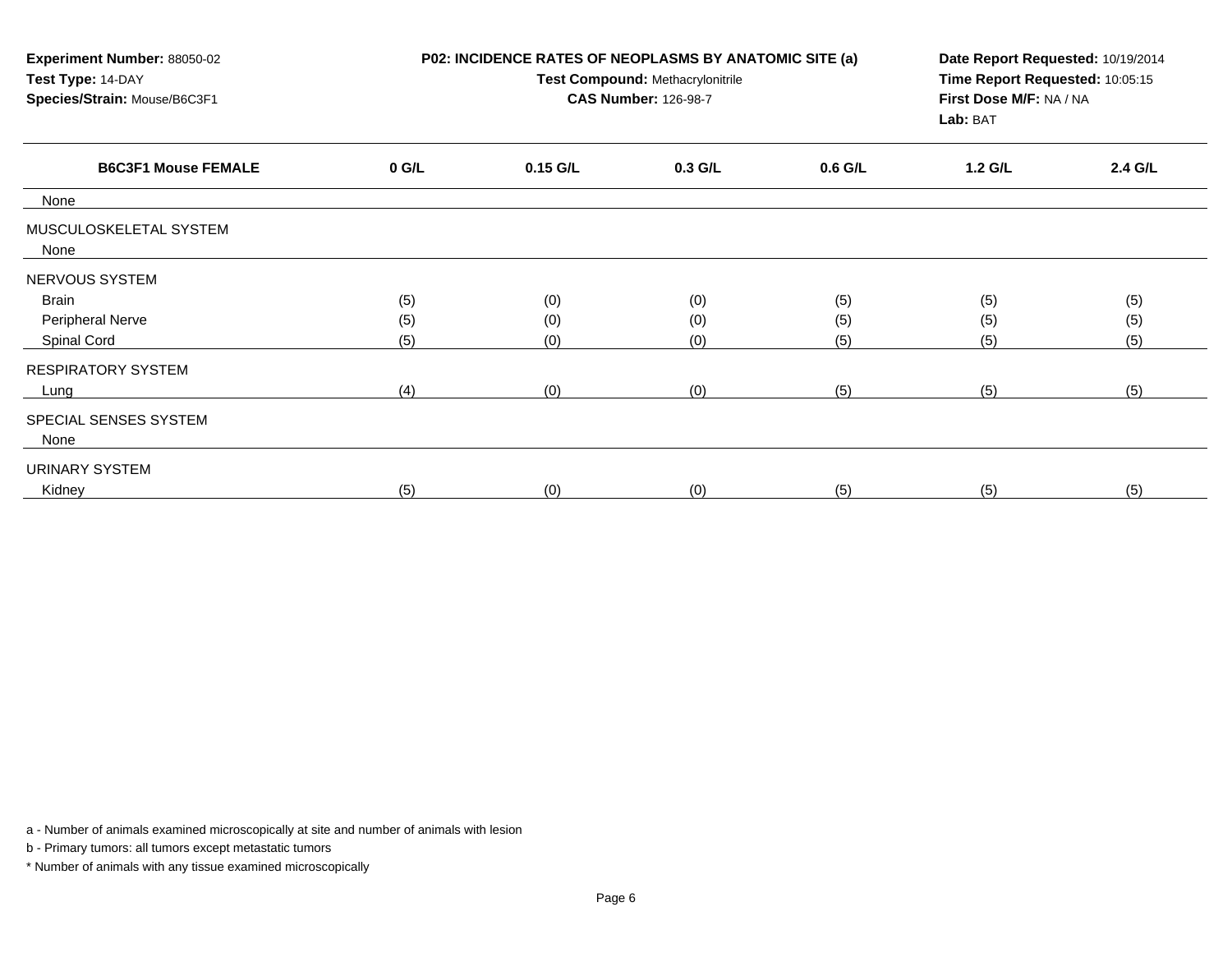**Experiment Number:** 88050-02
**Test Type:** 14-DAY
**Species/Strain:** Mouse/B6C3F1

**P02: INCIDENCE RATES OF NEOPLASMS BY ANATOMIC SITE (a)**
**Test Compound:** Methacrylonitrile
**CAS Number:** 126-98-7

**Date Report Requested:** 10/19/2014
**Time Report Requested:** 10:05:15
**First Dose M/F:** NA / NA
**Lab:** BAT

| B6C3F1 Mouse FEMALE | 0 G/L | 0.15 G/L | 0.3 G/L | 0.6 G/L | 1.2 G/L | 2.4 G/L |
|---|---|---|---|---|---|---|
| None | | | | | | |
| MUSCULOSKELETAL SYSTEM | | | | | | |
| None | | | | | | |
| NERVOUS SYSTEM | | | | | | |
| Brain | (5) | (0) | (0) | (5) | (5) | (5) |
| Peripheral Nerve | (5) | (0) | (0) | (5) | (5) | (5) |
| Spinal Cord | (5) | (0) | (0) | (5) | (5) | (5) |
| RESPIRATORY SYSTEM | | | | | | |
| Lung | (4) | (0) | (0) | (5) | (5) | (5) |
| SPECIAL SENSES SYSTEM | | | | | | |
| None | | | | | | |
| URINARY SYSTEM | | | | | | |
| Kidney | (5) | (0) | (0) | (5) | (5) | (5) |

a - Number of animals examined microscopically at site and number of animals with lesion

b - Primary tumors: all tumors except metastatic tumors

* Number of animals with any tissue examined microscopically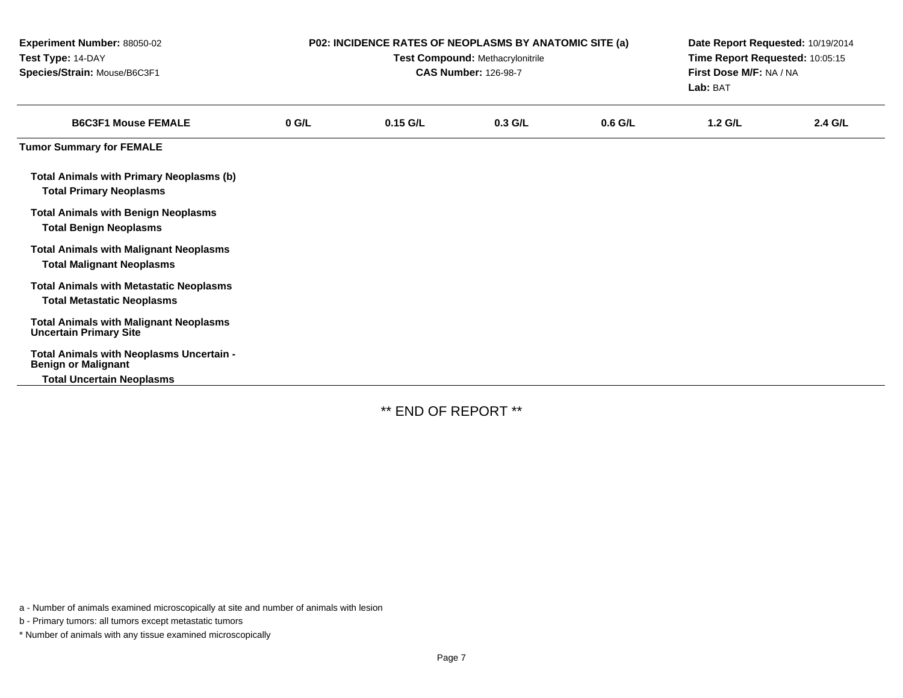| Experiment Number: 88050-02 | P02: INCIDENCE RATES OF NEOPLASMS BY ANATOMIC SITE (a) | Date Report Requested: 10/19/2014 |
|---|---|---|
| Test Type: 14-DAY | Test Compound: Methacrylonitrile | Time Report Requested: 10:05:15 |
| Species/Strain: Mouse/B6C3F1 | CAS Number: 126-98-7 | First Dose M/F: NA / NA |
| | | Lab: BAT |

| B6C3F1 Mouse FEMALE | 0 G/L | 0.15 G/L | 0.3 G/L | 0.6 G/L | 1.2 G/L | 2.4 G/L |
|---|---|---|---|---|---|---|
| **Tumor Summary for FEMALE** | | | | | | |
| **Total Animals with Primary Neoplasms (b)** | | | | | | |
| **Total Primary Neoplasms** | | | | | | |
| **Total Animals with Benign Neoplasms** | | | | | | |
| **Total Benign Neoplasms** | | | | | | |
| **Total Animals with Malignant Neoplasms** | | | | | | |
| **Total Malignant Neoplasms** | | | | | | |
| **Total Animals with Metastatic Neoplasms** | | | | | | |
| **Total Metastatic Neoplasms** | | | | | | |
| **Total Animals with Malignant Neoplasms Uncertain Primary Site** | | | | | | |
| **Total Animals with Neoplasms Uncertain - Benign or Malignant** | | | | | | |
| **Total Uncertain Neoplasms** | | | | | | |

** END OF REPORT **

a - Number of animals examined microscopically at site and number of animals with lesion

b - Primary tumors: all tumors except metastatic tumors

* Number of animals with any tissue examined microscopically